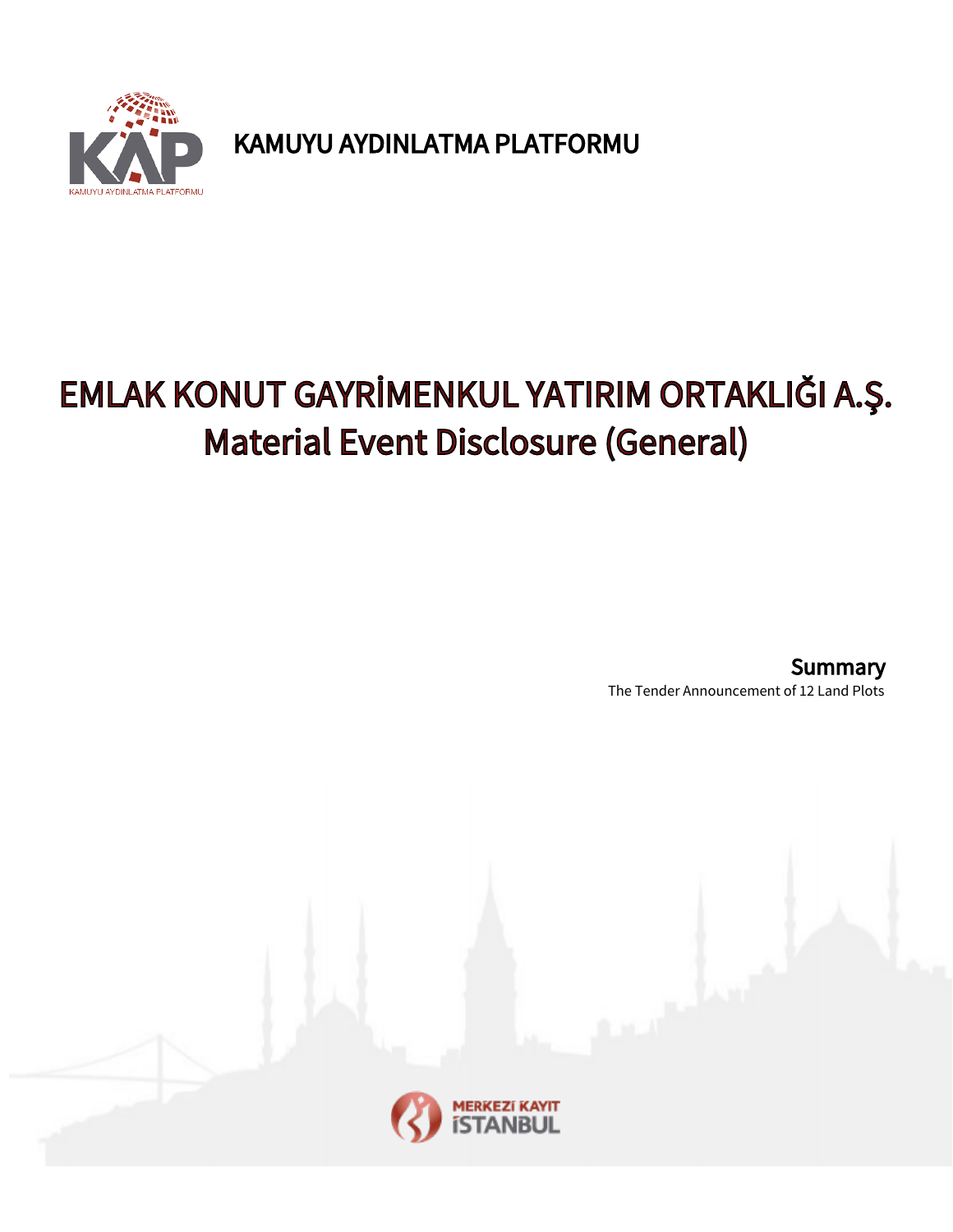KAMUYU AYDINLATMA PLATFORMU

# EMLAK KONUT GAYRİMENKUL YATIRIM ORTAKLIĞI A.Ş.
# Material Event Disclosure (General)

**Summary**

The Tender Announcement of 12 Land Plots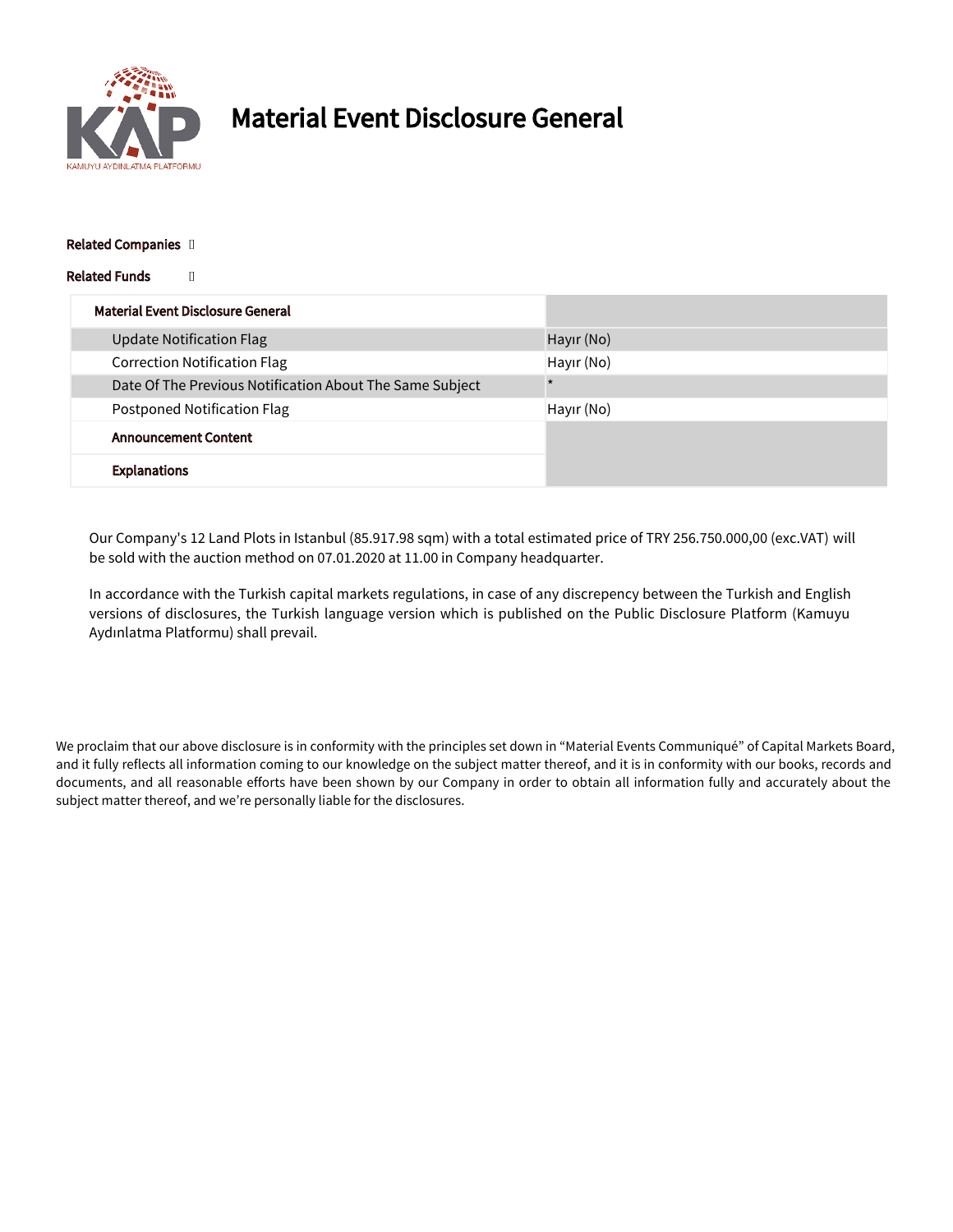# Material Event Disclosure General

**Related Companies** []

**Related Funds** []

| Material Event Disclosure General | |
|---|---|
| Update Notification Flag | Hayır (No) |
| Correction Notification Flag | Hayır (No) |
| Date Of The Previous Notification About The Same Subject | * |
| Postponed Notification Flag | Hayır (No) |
| **Announcement Content** | |
| **Explanations** | |

Our Company's 12 Land Plots in Istanbul (85.917.98 sqm) with a total estimated price of TRY 256.750.000,00 (exc.VAT) will be sold with the auction method on 07.01.2020 at 11.00 in Company headquarter.

In accordance with the Turkish capital markets regulations, in case of any discrepency between the Turkish and English versions of disclosures, the Turkish language version which is published on the Public Disclosure Platform (Kamuyu Aydınlatma Platformu) shall prevail.

We proclaim that our above disclosure is in conformity with the principles set down in “Material Events Communiqué” of Capital Markets Board, and it fully reflects all information coming to our knowledge on the subject matter thereof, and it is in conformity with our books, records and documents, and all reasonable efforts have been shown by our Company in order to obtain all information fully and accurately about the subject matter thereof, and we’re personally liable for the disclosures.